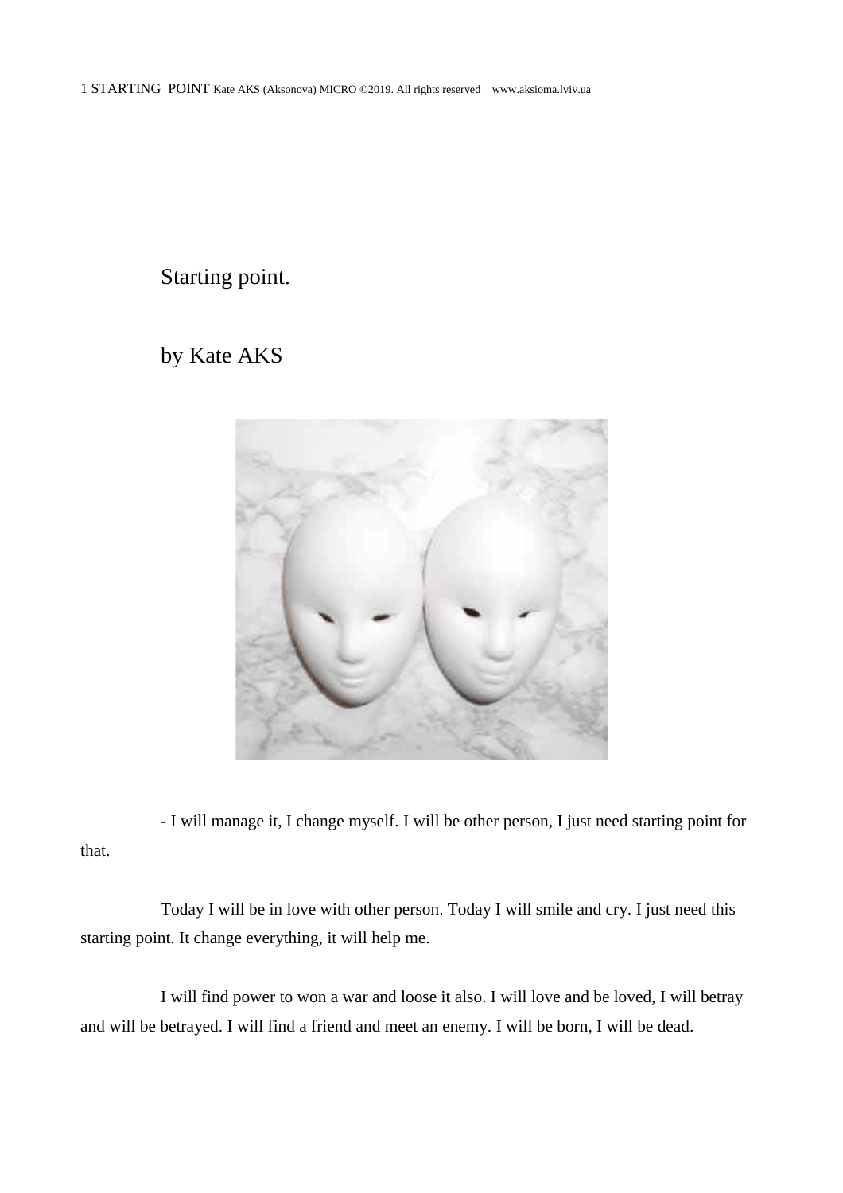# Starting point.

by Kate AKS

- I will manage it, I change myself. I will be other person, I just need starting point for that.

Today I will be in love with other person. Today I will smile and cry. I just need this starting point. It change everything, it will help me.

I will find power to won a war and loose it also. I will love and be loved, I will betray and will be betrayed. I will find a friend and meet an enemy. I will be born, I will be dead.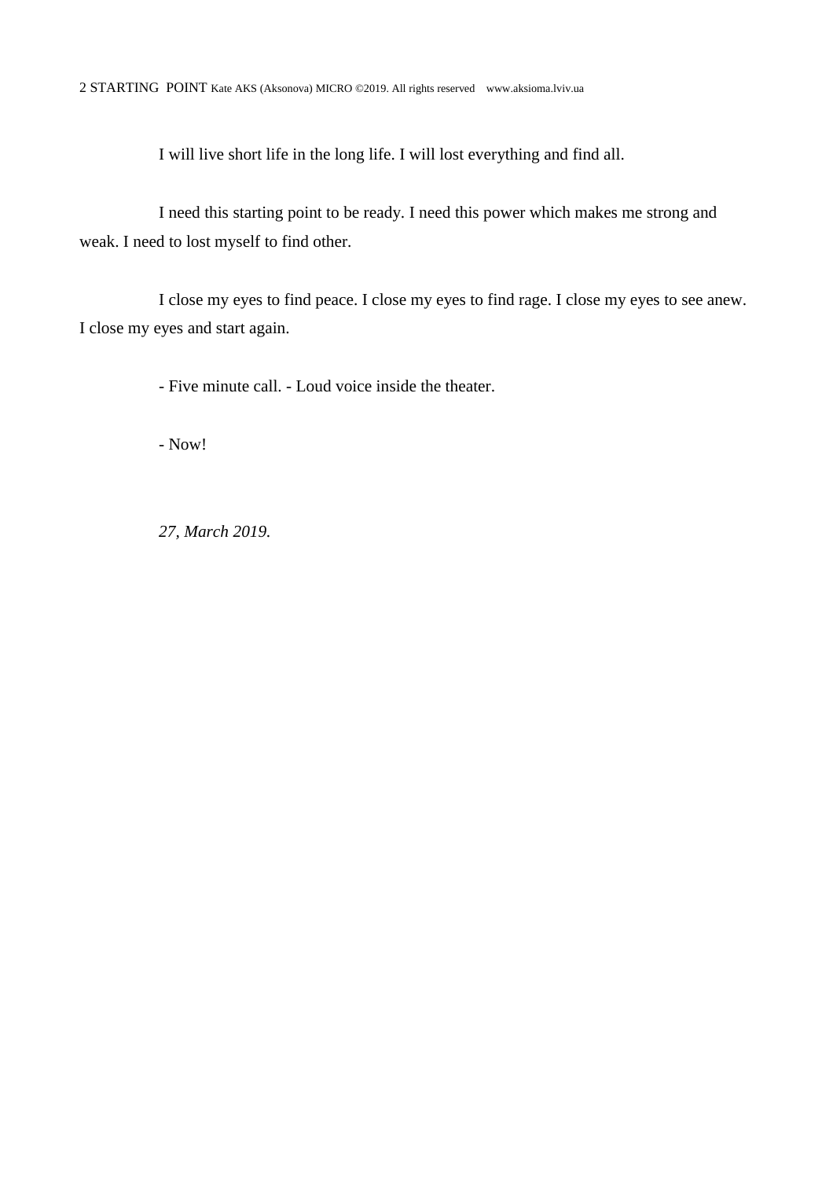I will live short life in the long life. I will lost everything and find all.

I need this starting point to be ready. I need this power which makes me strong and weak. I need to lost myself to find other.

I close my eyes to find peace. I close my eyes to find rage. I close my eyes to see anew. I close my eyes and start again.

- Five minute call. - Loud voice inside the theater.

- Now!

*27, March 2019.*